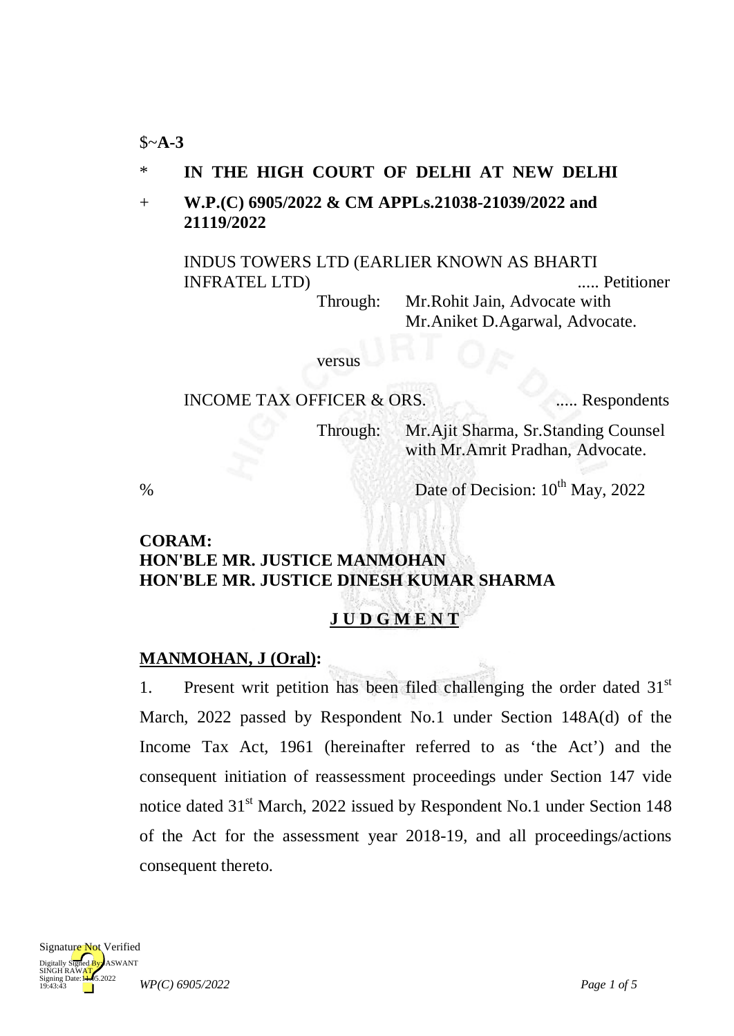$~**A-3**

\* **IN THE HIGH COURT OF DELHI AT NEW DELHI**

\+ **W.P.(C) 6905/2022 & CM APPLs.21038-21039/2022 and 21119/2022**

INDUS TOWERS LTD (EARLIER KNOWN AS BHARTI INFRATEL LTD) ..... Petitioner

Through: Mr.Rohit Jain, Advocate with Mr.Aniket D.Agarwal, Advocate.

versus

INCOME TAX OFFICER & ORS. ..... Respondents

Through: Mr.Ajit Sharma, Sr.Standing Counsel with Mr.Amrit Pradhan, Advocate.

% Date of Decision: 10th May, 2022

**CORAM:**
**HON'BLE MR. JUSTICE MANMOHAN**
**HON'BLE MR. JUSTICE DINESH KUMAR SHARMA**

**J U D G M E N T**

**MANMOHAN, J (Oral):**

1. Present writ petition has been filed challenging the order dated 31st March, 2022 passed by Respondent No.1 under Section 148A(d) of the Income Tax Act, 1961 (hereinafter referred to as 'the Act') and the consequent initiation of reassessment proceedings under Section 147 vide notice dated 31st March, 2022 issued by Respondent No.1 under Section 148 of the Act for the assessment year 2018-19, and all proceedings/actions consequent thereto.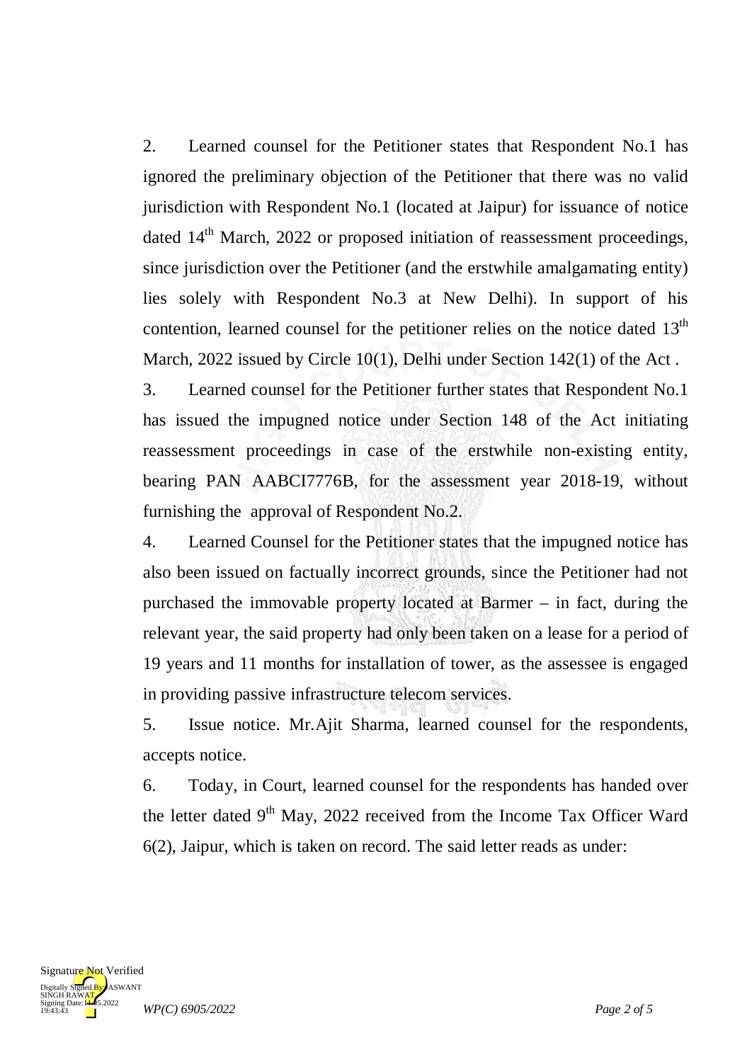2. Learned counsel for the Petitioner states that Respondent No.1 has ignored the preliminary objection of the Petitioner that there was no valid jurisdiction with Respondent No.1 (located at Jaipur) for issuance of notice dated 14th March, 2022 or proposed initiation of reassessment proceedings, since jurisdiction over the Petitioner (and the erstwhile amalgamating entity) lies solely with Respondent No.3 at New Delhi). In support of his contention, learned counsel for the petitioner relies on the notice dated 13th March, 2022 issued by Circle 10(1), Delhi under Section 142(1) of the Act .

3. Learned counsel for the Petitioner further states that Respondent No.1 has issued the impugned notice under Section 148 of the Act initiating reassessment proceedings in case of the erstwhile non-existing entity, bearing PAN AABCI7776B, for the assessment year 2018-19, without furnishing the approval of Respondent No.2.

4. Learned Counsel for the Petitioner states that the impugned notice has also been issued on factually incorrect grounds, since the Petitioner had not purchased the immovable property located at Barmer – in fact, during the relevant year, the said property had only been taken on a lease for a period of 19 years and 11 months for installation of tower, as the assessee is engaged in providing passive infrastructure telecom services.

5. Issue notice. Mr.Ajit Sharma, learned counsel for the respondents, accepts notice.

6. Today, in Court, learned counsel for the respondents has handed over the letter dated 9th May, 2022 received from the Income Tax Officer Ward 6(2), Jaipur, which is taken on record. The said letter reads as under: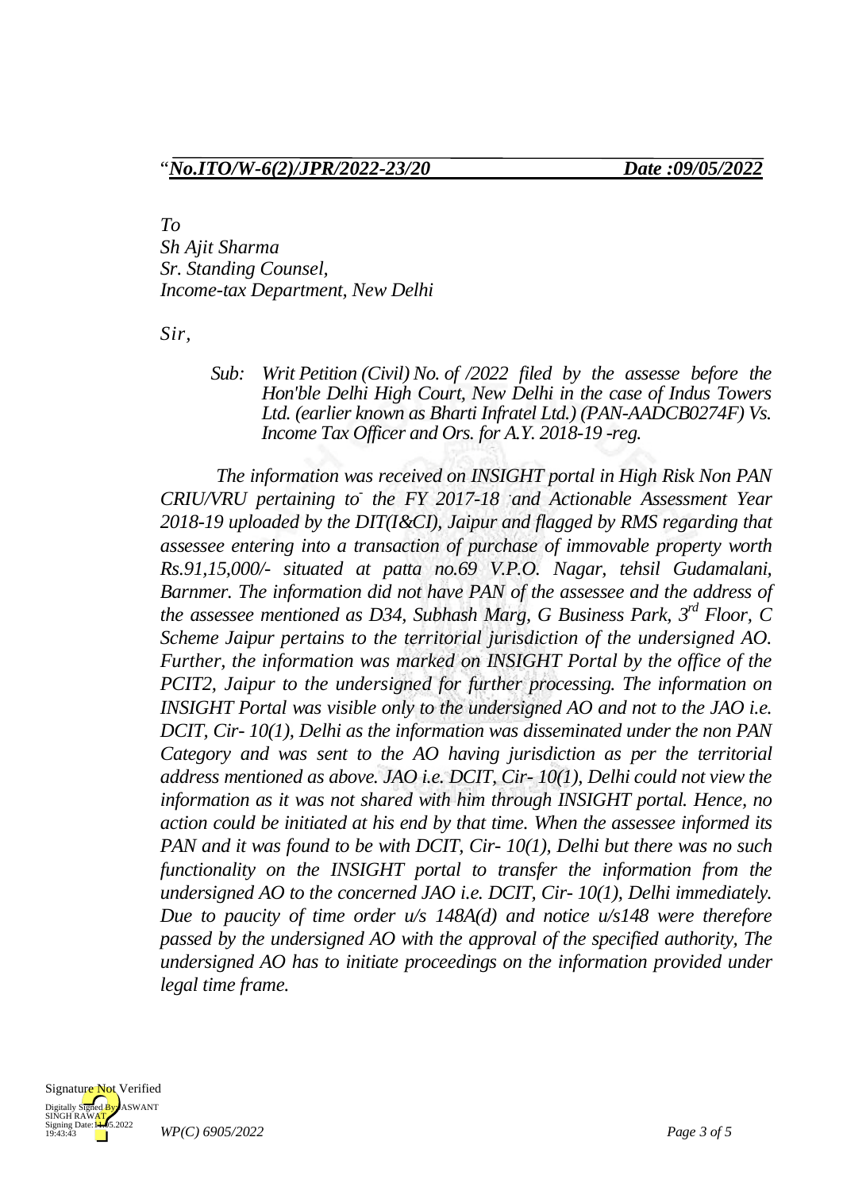*"No.ITO/W-6(2)/JPR/2022-23/20* *Date :09/05/2022*

*To*
*Sh Ajit Sharma*
*Sr. Standing Counsel,*
*Income-tax Department, New Delhi*

*Sir,*

> *Sub: Writ Petition (Civil) No. of /2022 filed by the assesse before the Hon'ble Delhi High Court, New Delhi in the case of Indus Towers Ltd. (earlier known as Bharti Infratel Ltd.) (PAN-AADCB0274F) Vs. Income Tax Officer and Ors. for A.Y. 2018-19 -reg.*

*The information was received on INSIGHT portal in High Risk Non PAN CRIU/VRU pertaining to the FY 2017-18 and Actionable Assessment Year 2018-19 uploaded by the DIT(I&CI), Jaipur and flagged by RMS regarding that assessee entering into a transaction of purchase of immovable property worth Rs.91,15,000/- situated at patta no.69 V.P.O. Nagar, tehsil Gudamalani, Barnmer. The information did not have PAN of the assessee and the address of the assessee mentioned as D34, Subhash Marg, G Business Park, 3rd Floor, C Scheme Jaipur pertains to the territorial jurisdiction of the undersigned AO. Further, the information was marked on INSIGHT Portal by the office of the PCIT2, Jaipur to the undersigned for further processing. The information on INSIGHT Portal was visible only to the undersigned AO and not to the JAO i.e. DCIT, Cir- 10(1), Delhi as the information was disseminated under the non PAN Category and was sent to the AO having jurisdiction as per the territorial address mentioned as above. JAO i.e. DCIT, Cir- 10(1), Delhi could not view the information as it was not shared with him through INSIGHT portal. Hence, no action could be initiated at his end by that time. When the assessee informed its PAN and it was found to be with DCIT, Cir- 10(1), Delhi but there was no such functionality on the INSIGHT portal to transfer the information from the undersigned AO to the concerned JAO i.e. DCIT, Cir- 10(1), Delhi immediately. Due to paucity of time order u/s 148A(d) and notice u/s148 were therefore passed by the undersigned AO with the approval of the specified authority, The undersigned AO has to initiate proceedings on the information provided under legal time frame.*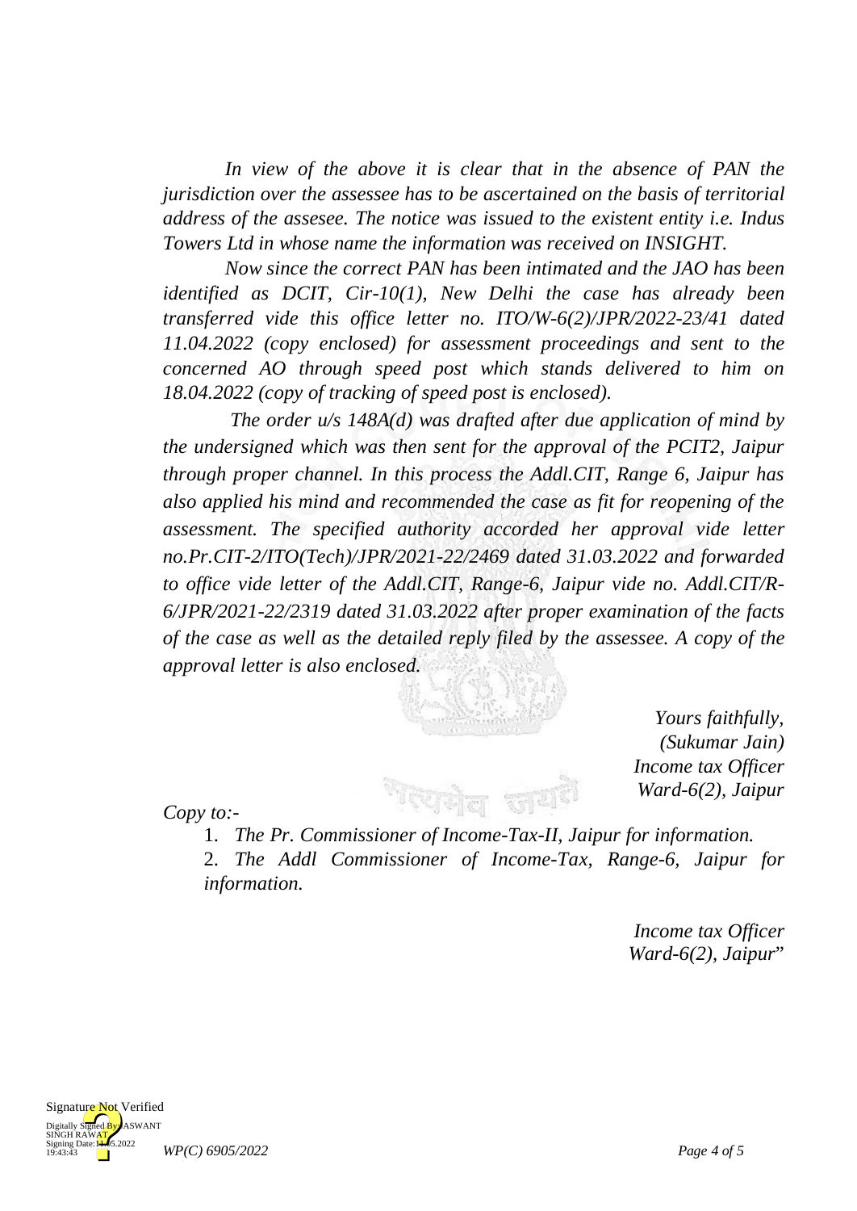*In view of the above it is clear that in the absence of PAN the jurisdiction over the assessee has to be ascertained on the basis of territorial address of the assesee. The notice was issued to the existent entity i.e. Indus Towers Ltd in whose name the information was received on INSIGHT.*

*Now since the correct PAN has been intimated and the JAO has been identified as DCIT, Cir-10(1), New Delhi the case has already been transferred vide this office letter no. ITO/W-6(2)/JPR/2022-23/41 dated 11.04.2022 (copy enclosed) for assessment proceedings and sent to the concerned AO through speed post which stands delivered to him on 18.04.2022 (copy of tracking of speed post is enclosed).*

*The order u/s 148A(d) was drafted after due application of mind by the undersigned which was then sent for the approval of the PCIT2, Jaipur through proper channel. In this process the Addl.CIT, Range 6, Jaipur has also applied his mind and recommended the case as fit for reopening of the assessment. The specified authority accorded her approval vide letter no.Pr.CIT-2/ITO(Tech)/JPR/2021-22/2469 dated 31.03.2022 and forwarded to office vide letter of the Addl.CIT, Range-6, Jaipur vide no. Addl.CIT/R-6/JPR/2021-22/2319 dated 31.03.2022 after proper examination of the facts of the case as well as the detailed reply filed by the assessee. A copy of the approval letter is also enclosed.*

*Yours faithfully,*
*(Sukumar Jain)*
*Income tax Officer*
*Ward-6(2), Jaipur*

*Copy to:-*

1. *The Pr. Commissioner of Income-Tax-II, Jaipur for information.*
2. *The Addl Commissioner of Income-Tax, Range-6, Jaipur for information.*

*Income tax Officer*
*Ward-6(2), Jaipur*"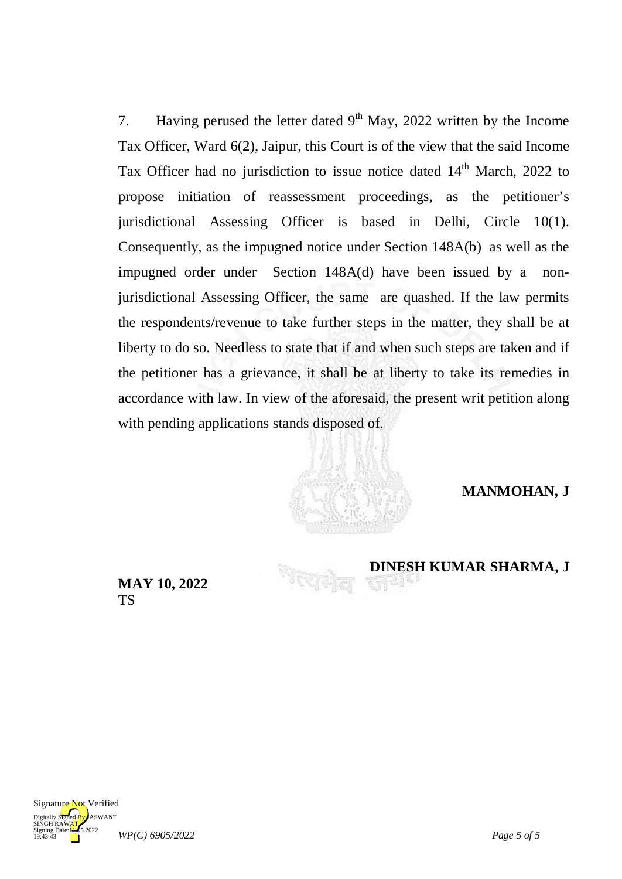7. Having perused the letter dated 9th May, 2022 written by the Income Tax Officer, Ward 6(2), Jaipur, this Court is of the view that the said Income Tax Officer had no jurisdiction to issue notice dated 14th March, 2022 to propose initiation of reassessment proceedings, as the petitioner's jurisdictional Assessing Officer is based in Delhi, Circle 10(1). Consequently, as the impugned notice under Section 148A(b) as well as the impugned order under Section 148A(d) have been issued by a non-jurisdictional Assessing Officer, the same are quashed. If the law permits the respondents/revenue to take further steps in the matter, they shall be at liberty to do so. Needless to state that if and when such steps are taken and if the petitioner has a grievance, it shall be at liberty to take its remedies in accordance with law. In view of the aforesaid, the present writ petition along with pending applications stands disposed of.

**MANMOHAN, J**

**DINESH KUMAR SHARMA, J**

**MAY 10, 2022**
TS

Signature Not Verified
Digitally Signed By: JASWANT SINGH RAWAT
Signing Date: 11.05.2022 19:43:43

*WP(C) 6905/2022*